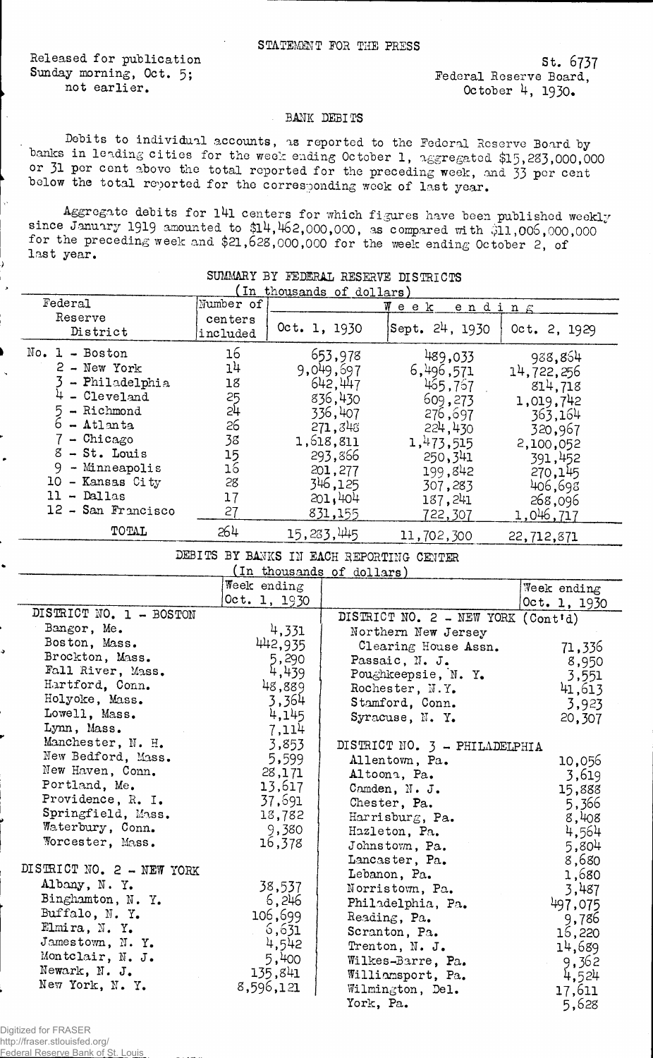STATEMENT FOR THE PRESS

Released for publication Sunday morning, Oct. 5; not earlier.

St. 6737
Federal Reserve Board,
October 4, 1930.

## BANK DEBITS

Debits to individual accounts, as reported to the Federal Reserve Board by banks in leading cities for the week ending October 1, aggregated $15,283,000,000 or 31 per cent above the total reported for the preceding week, and 33 per cent below the total reported for the corresponding week of last year.

Aggregate debits for 141 centers for which figures have been published weekly since January 1919 amounted to $14,462,000,000, as compared with $11,006,000,000 for the preceding week and $21,628,000,000 for the week ending October 2, of last year.

### SUMMARY BY FEDERAL RESERVE DISTRICTS
(In thousands of dollars)

| Federal Reserve District | Number of centers included | Week ending Oct. 1, 1930 | Week ending Sept. 24, 1930 | Week ending Oct. 2, 1929 |
|---|---|---|---|---|
| No. 1 - Boston | 16 | 653,978 | 489,033 | 988,864 |
| 2 - New York | 14 | 9,049,697 | 6,496,571 | 14,722,256 |
| 3 - Philadelphia | 18 | 642,447 | 465,767 | 814,718 |
| 4 - Cleveland | 25 | 836,430 | 609,273 | 1,019,742 |
| 5 - Richmond | 24 | 336,407 | 276,697 | 363,164 |
| 6 - Atlanta | 26 | 271,848 | 224,430 | 320,967 |
| 7 - Chicago | 38 | 1,618,811 | 1,473,515 | 2,100,052 |
| 8 - St. Louis | 15 | 293,866 | 250,341 | 391,452 |
| 9 - Minneapolis | 16 | 201,277 | 199,842 | 270,145 |
| 10 - Kansas City | 28 | 346,125 | 307,283 | 406,698 |
| 11 - Dallas | 17 | 201,404 | 187,241 | 268,096 |
| 12 - San Francisco | 27 | 831,155 | 722,307 | 1,046,717 |
| TOTAL | 264 | 15,283,445 | 11,702,300 | 22,712,871 |

### DEBITS BY BANKS IN EACH REPORTING CENTER
(In thousands of dollars)

| | Week ending Oct. 1, 1930 |
|---|---|
| **DISTRICT NO. 1 - BOSTON** | |
| Bangor, Me. | 4,331 |
| Boston, Mass. | 442,935 |
| Brockton, Mass. | 5,290 |
| Fall River, Mass. | 4,439 |
| Hartford, Conn. | 48,889 |
| Holyoke, Mass. | 3,364 |
| Lowell, Mass. | 4,145 |
| Lynn, Mass. | 7,114 |
| Manchester, N. H. | 3,853 |
| New Bedford, Mass. | 5,599 |
| New Haven, Conn. | 28,171 |
| Portland, Me. | 13,617 |
| Providence, R. I. | 37,691 |
| Springfield, Mass. | 18,782 |
| Waterbury, Conn. | 9,380 |
| Worcester, Mass. | 16,378 |
| **DISTRICT NO. 2 - NEW YORK** | |
| Albany, N. Y. | 38,537 |
| Binghamton, N. Y. | 6,246 |
| Buffalo, N. Y. | 106,699 |
| Elmira, N. Y. | 6,631 |
| Jamestown, N. Y. | 4,542 |
| Montclair, N. J. | 5,400 |
| Newark, N. J. | 135,841 |
| New York, N. Y. | 8,596,121 |
| **DISTRICT NO. 2 - NEW YORK (Cont'd)** | |
| Northern New Jersey Clearing House Assn. | 71,336 |
| Passaic, N. J. | 8,950 |
| Poughkeepsie, N. Y. | 3,551 |
| Rochester, N.Y. | 41,613 |
| Stamford, Conn. | 3,923 |
| Syracuse, N. Y. | 20,307 |
| **DISTRICT NO. 3 - PHILADELPHIA** | |
| Allentown, Pa. | 10,056 |
| Altoona, Pa. | 3,619 |
| Camden, N. J. | 15,888 |
| Chester, Pa. | 5,366 |
| Harrisburg, Pa. | 8,408 |
| Hazleton, Pa. | 4,564 |
| Johnstown, Pa. | 5,804 |
| Lancaster, Pa. | 8,680 |
| Lebanon, Pa. | 1,680 |
| Norristown, Pa. | 3,487 |
| Philadelphia, Pa. | 497,075 |
| Reading, Pa. | 9,786 |
| Scranton, Pa. | 16,220 |
| Trenton, N. J. | 14,689 |
| Wilkes-Barre, Pa. | 9,362 |
| Williamsport, Pa. | 4,524 |
| Wilmington, Del. | 17,611 |
| York, Pa. | 5,628 |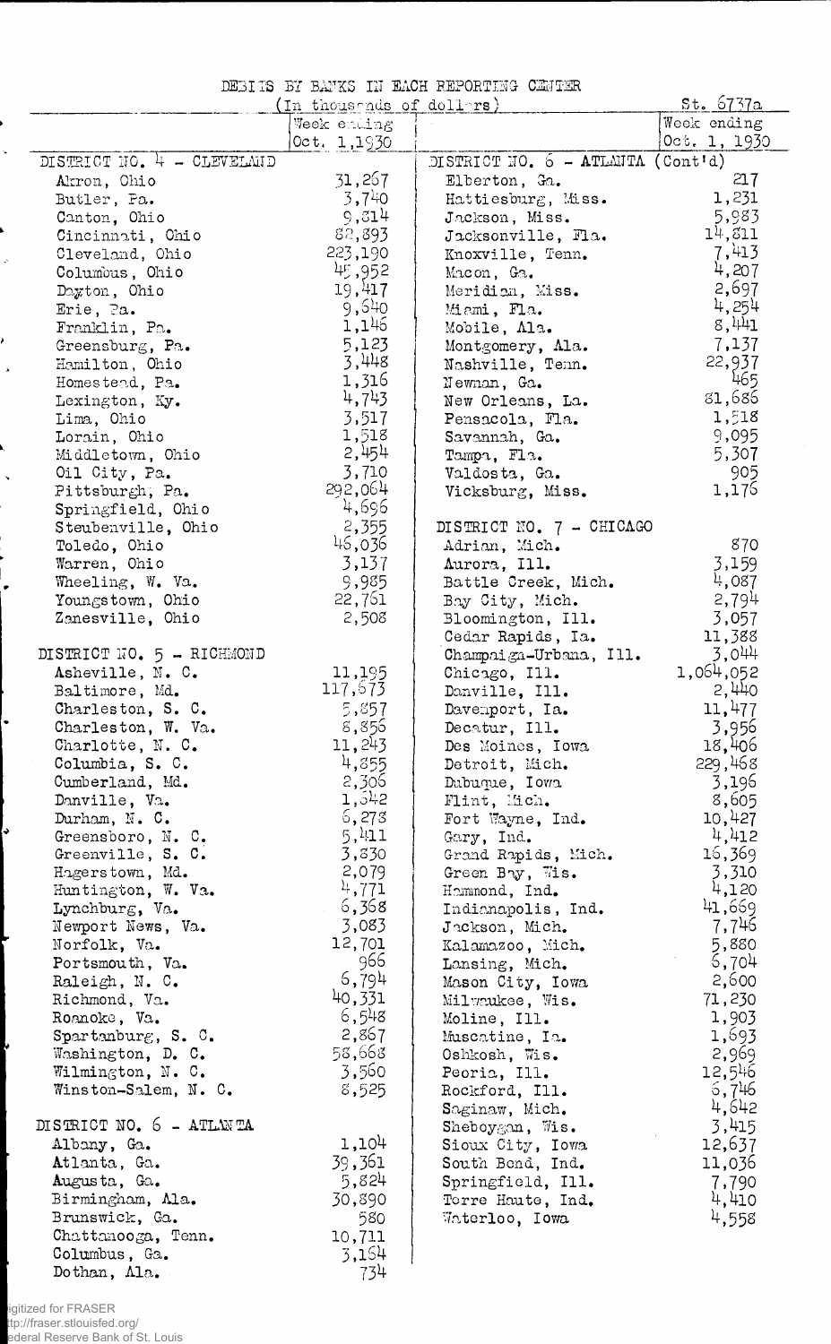St. 6737a

DEBITS BY BANKS IN EACH REPORTING CENTER

(In thousands of dollars)

| | Week ending Oct. 1, 1930 |
|---|---|
| **DISTRICT NO. 4 - CLEVELAND** | |
| Akron, Ohio | 31,267 |
| Butler, Pa. | 3,740 |
| Canton, Ohio | 9,814 |
| Cincinnati, Ohio | 82,893 |
| Cleveland, Ohio | 223,190 |
| Columbus, Ohio | 45,952 |
| Dayton, Ohio | 19,417 |
| Erie, Pa. | 9,640 |
| Franklin, Pa. | 1,146 |
| Greensburg, Pa. | 5,123 |
| Hamilton, Ohio | 3,448 |
| Homestead, Pa. | 1,316 |
| Lexington, Ky. | 4,743 |
| Lima, Ohio | 3,517 |
| Lorain, Ohio | 1,518 |
| Middletown, Ohio | 2,454 |
| Oil City, Pa. | 3,710 |
| Pittsburgh, Pa. | 292,064 |
| Springfield, Ohio | 4,696 |
| Steubenville, Ohio | 2,355 |
| Toledo, Ohio | 46,036 |
| Warren, Ohio | 3,137 |
| Wheeling, W. Va. | 9,985 |
| Youngstown, Ohio | 22,761 |
| Zanesville, Ohio | 2,508 |
| **DISTRICT NO. 5 - RICHMOND** | |
| Asheville, N. C. | 11,195 |
| Baltimore, Md. | 117,673 |
| Charleston, S. C. | 5,857 |
| Charleston, W. Va. | 8,856 |
| Charlotte, N. C. | 11,243 |
| Columbia, S. C. | 4,855 |
| Cumberland, Md. | 2,306 |
| Danville, Va. | 1,642 |
| Durham, N. C. | 6,278 |
| Greensboro, N. C. | 5,411 |
| Greenville, S. C. | 3,830 |
| Hagerstown, Md. | 2,079 |
| Huntington, W. Va. | 4,771 |
| Lynchburg, Va. | 6,368 |
| Newport News, Va. | 3,083 |
| Norfolk, Va. | 12,701 |
| Portsmouth, Va. | 966 |
| Raleigh, N. C. | 6,794 |
| Richmond, Va. | 40,331 |
| Roanoke, Va. | 6,548 |
| Spartanburg, S. C. | 2,867 |
| Washington, D. C. | 58,668 |
| Wilmington, N. C. | 3,560 |
| Winston-Salem, N. C. | 8,525 |
| **DISTRICT NO. 6 - ATLANTA** | |
| Albany, Ga. | 1,104 |
| Atlanta, Ga. | 39,361 |
| Augusta, Ga. | 5,824 |
| Birmingham, Ala. | 30,890 |
| Brunswick, Ga. | 580 |
| Chattanooga, Tenn. | 10,711 |
| Columbus, Ga. | 3,164 |
| Dothan, Ala. | 734 |
| **DISTRICT NO. 6 - ATLANTA (Cont'd)** | |
| Elberton, Ga. | 217 |
| Hattiesburg, Miss. | 1,231 |
| Jackson, Miss. | 5,983 |
| Jacksonville, Fla. | 14,811 |
| Knoxville, Tenn. | 7,413 |
| Macon, Ga. | 4,207 |
| Meridian, Miss. | 2,697 |
| Miami, Fla. | 4,254 |
| Mobile, Ala. | 8,441 |
| Montgomery, Ala. | 7,137 |
| Nashville, Tenn. | 22,937 |
| Newnan, Ga. | 465 |
| New Orleans, La. | 81,686 |
| Pensacola, Fla. | 1,518 |
| Savannah, Ga. | 9,095 |
| Tampa, Fla. | 5,307 |
| Valdosta, Ga. | 905 |
| Vicksburg, Miss. | 1,176 |
| **DISTRICT NO. 7 - CHICAGO** | |
| Adrian, Mich. | 870 |
| Aurora, Ill. | 3,159 |
| Battle Creek, Mich. | 4,087 |
| Bay City, Mich. | 2,794 |
| Bloomington, Ill. | 3,057 |
| Cedar Rapids, Ia. | 11,388 |
| Champaign-Urbana, Ill. | 3,044 |
| Chicago, Ill. | 1,064,052 |
| Danville, Ill. | 2,440 |
| Davenport, Ia. | 11,477 |
| Decatur, Ill. | 3,956 |
| Des Moines, Iowa | 18,406 |
| Detroit, Mich. | 229,468 |
| Dubuque, Iowa | 3,196 |
| Flint, Mich. | 8,605 |
| Fort Wayne, Ind. | 10,427 |
| Gary, Ind. | 4,412 |
| Grand Rapids, Mich. | 16,369 |
| Green Bay, Wis. | 3,310 |
| Hammond, Ind. | 4,120 |
| Indianapolis, Ind. | 41,669 |
| Jackson, Mich. | 7,746 |
| Kalamazoo, Mich. | 5,880 |
| Lansing, Mich. | 6,704 |
| Mason City, Iowa | 2,600 |
| Milwaukee, Wis. | 71,230 |
| Moline, Ill. | 1,903 |
| Muscatine, Ia. | 1,693 |
| Oshkosh, Wis. | 2,969 |
| Peoria, Ill. | 12,546 |
| Rockford, Ill. | 6,746 |
| Saginaw, Mich. | 4,642 |
| Sheboygan, Wis. | 3,415 |
| Sioux City, Iowa | 12,637 |
| South Bend, Ind. | 11,036 |
| Springfield, Ill. | 7,790 |
| Terre Haute, Ind. | 4,410 |
| Waterloo, Iowa | 4,558 |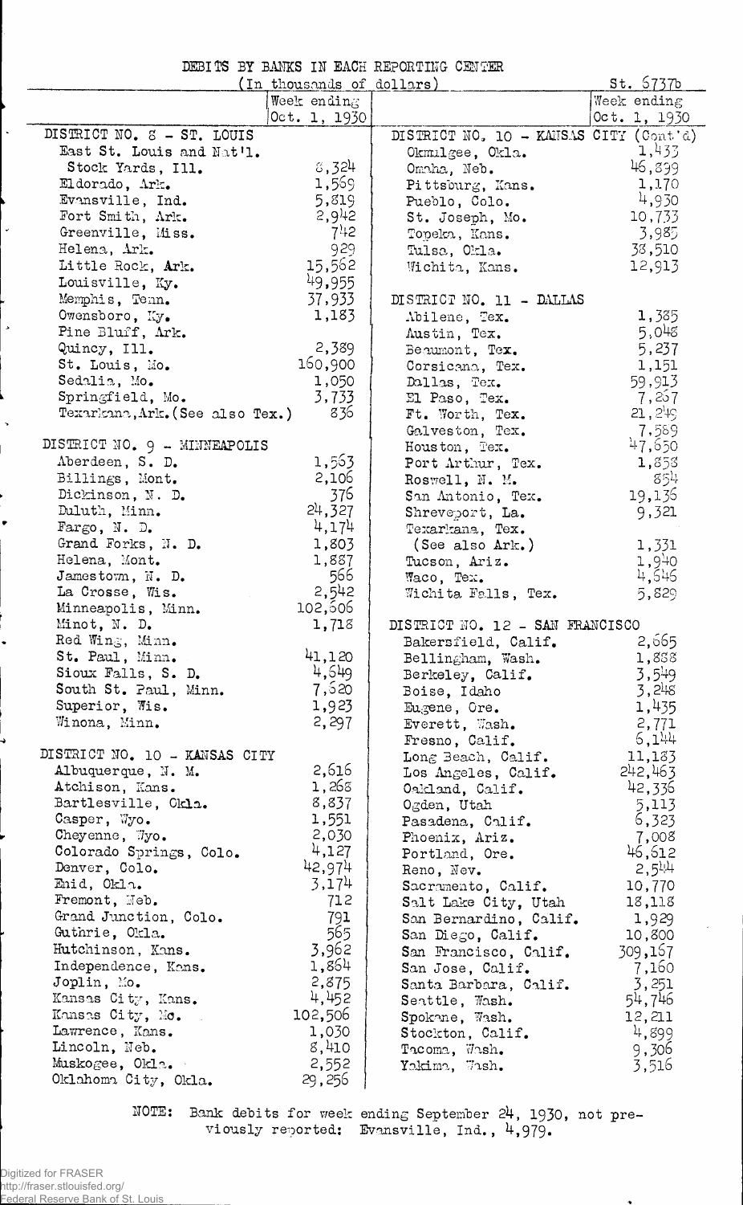St. 6737b

DEBITS BY BANKS IN EACH REPORTING CENTER

(In thousands of dollars)

| | Week ending Oct. 1, 1930 | | Week ending Oct. 1, 1930 |
|---|---|---|---|
| DISTRICT NO. 8 - ST. LOUIS | | DISTRICT NO. 10 - KANSAS CITY (Cont'd) | |
| East St. Louis and Nat'l. Stock Yards, Ill. | 8,324 | Okmulgee, Okla. | 1,433 |
| Eldorado, Ark. | 1,569 | Omaha, Neb. | 46,899 |
| Evansville, Ind. | 5,819 | Pittsburg, Kans. | 1,170 |
| Fort Smith, Ark. | 2,942 | Pueblo, Colo. | 4,930 |
| Greenville, Miss. | 742 | St. Joseph, Mo. | 10,733 |
| Helena, Ark. | 929 | Topeka, Kans. | 3,985 |
| Little Rock, Ark. | 15,562 | Tulsa, Okla. | 38,510 |
| Louisville, Ky. | 49,955 | Wichita, Kans. | 12,913 |
| Memphis, Tenn. | 37,933 | | |
| Owensboro, Ky. | 1,183 | DISTRICT NO. 11 - DALLAS | |
| Pine Bluff, Ark. | | Abilene, Tex. | 1,385 |
| Quincy, Ill. | 2,389 | Austin, Tex. | 5,048 |
| St. Louis, Mo. | 160,900 | Beaumont, Tex. | 5,237 |
| Sedalia, Mo. | 1,050 | Corsicana, Tex. | 1,151 |
| Springfield, Mo. | 3,733 | Dallas, Tex. | 59,913 |
| Texarkana, Ark. (See also Tex.) | 836 | El Paso, Tex. | 7,267 |
| | | Ft. Worth, Tex. | 21,249 |
| DISTRICT NO. 9 - MINNEAPOLIS | | Galveston, Tex. | 7,589 |
| Aberdeen, S. D. | 1,563 | Houston, Tex. | 47,650 |
| Billings, Mont. | 2,106 | Port Arthur, Tex. | 1,858 |
| Dickinson, N. D. | 376 | Roswell, N. M. | 854 |
| Duluth, Minn. | 24,327 | San Antonio, Tex. | 19,136 |
| Fargo, N. D. | 4,174 | Shreveport, La. | 9,321 |
| Grand Forks, N. D. | 1,803 | Texarkana, Tex. (See also Ark.) | 1,331 |
| Helena, Mont. | 1,887 | Tucson, Ariz. | 1,940 |
| Jamestown, N. D. | 566 | Waco, Tex. | 4,646 |
| La Crosse, Wis. | 2,542 | Wichita Falls, Tex. | 5,829 |
| Minneapolis, Minn. | 102,606 | | |
| Minot, N. D. | 1,718 | DISTRICT NO. 12 - SAN FRANCISCO | |
| Red Wing, Minn. | | Bakersfield, Calif. | 2,665 |
| St. Paul, Minn. | 41,120 | Bellingham, Wash. | 1,888 |
| Sioux Falls, S. D. | 4,649 | Berkeley, Calif. | 3,549 |
| South St. Paul, Minn. | 7,620 | Boise, Idaho | 3,248 |
| Superior, Wis. | 1,923 | Eugene, Ore. | 1,435 |
| Winona, Minn. | 2,297 | Everett, Wash. | 2,771 |
| | | Fresno, Calif. | 6,144 |
| DISTRICT NO. 10 - KANSAS CITY | | Long Beach, Calif. | 11,183 |
| Albuquerque, N. M. | 2,616 | Los Angeles, Calif. | 242,463 |
| Atchison, Kans. | 1,268 | Oakland, Calif. | 42,336 |
| Bartlesville, Okla. | 8,837 | Ogden, Utah | 5,113 |
| Casper, Wyo. | 1,551 | Pasadena, Calif. | 6,323 |
| Cheyenne, Wyo. | 2,030 | Phoenix, Ariz. | 7,008 |
| Colorado Springs, Colo. | 4,127 | Portland, Ore. | 46,612 |
| Denver, Colo. | 42,974 | Reno, Nev. | 2,544 |
| Enid, Okla. | 3,174 | Sacramento, Calif. | 10,770 |
| Fremont, Neb. | 712 | Salt Lake City, Utah | 18,118 |
| Grand Junction, Colo. | 791 | San Bernardino, Calif. | 1,929 |
| Guthrie, Okla. | 565 | San Diego, Calif. | 10,800 |
| Hutchinson, Kans. | 3,962 | San Francisco, Calif. | 309,167 |
| Independence, Kans. | 1,864 | San Jose, Calif. | 7,160 |
| Joplin, Mo. | 2,875 | Santa Barbara, Calif. | 3,251 |
| Kansas City, Kans. | 4,452 | Seattle, Wash. | 54,746 |
| Kansas City, Mo. | 102,506 | Spokane, Wash. | 12,211 |
| Lawrence, Kans. | 1,030 | Stockton, Calif. | 4,899 |
| Lincoln, Neb. | 8,410 | Tacoma, Wash. | 9,306 |
| Muskogee, Okla. | 2,552 | Yakima, Wash. | 3,516 |
| Oklahoma City, Okla. | 29,256 | | |

NOTE: Bank debits for week ending September 24, 1930, not previously reported: Evansville, Ind., 4,979.